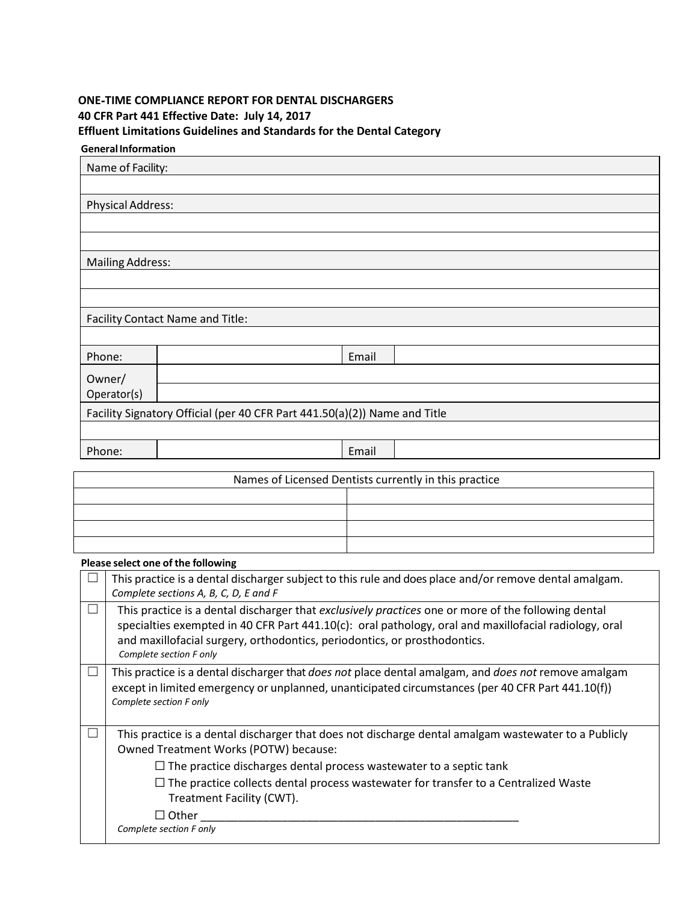**ONE-TIME COMPLIANCE REPORT FOR DENTAL DISCHARGERS**
**40 CFR Part 441 Effective Date: July 14, 2017**
**Effluent Limitations Guidelines and Standards for the Dental Category**

**General Information**

| Name of Facility: | | | |
|---|---|---|---|
| | | | |
| Physical Address: | | | |
| | | | |
| | | | |
| Mailing Address: | | | |
| | | | |
| | | | |
| Facility Contact Name and Title: | | | |
| | | | |
| Phone: | | Email | |
| Owner/ Operator(s) | | | |
| | | | |
| Facility Signatory Official (per 40 CFR Part 441.50(a)(2)) Name and Title | | | |
| | | | |
| Phone: | | Email | |

| Names of Licensed Dentists currently in this practice | |
|---|---|
| | |
| | |
| | |
| | |

**Please select one of the following**

| | |
|---|---|
| ☐ | This practice is a dental discharger subject to this rule and does place and/or remove dental amalgam. *Complete sections A, B, C, D, E and F* |
| ☐ | This practice is a dental discharger that *exclusively practices* one or more of the following dental specialties exempted in 40 CFR Part 441.10(c): oral pathology, oral and maxillofacial radiology, oral and maxillofacial surgery, orthodontics, periodontics, or prosthodontics. *Complete section F only* |
| ☐ | This practice is a dental discharger that *does not* place dental amalgam, and *does not* remove amalgam except in limited emergency or unplanned, unanticipated circumstances (per 40 CFR Part 441.10(f)) *Complete section F only* |
| ☐ | This practice is a dental discharger that does not discharge dental amalgam wastewater to a Publicly Owned Treatment Works (POTW) because: <br> ☐ The practice discharges dental process wastewater to a septic tank <br> ☐ The practice collects dental process wastewater for transfer to a Centralized Waste Treatment Facility (CWT). <br> ☐ Other \_\_\_\_\_\_\_\_\_\_\_\_\_\_\_\_\_\_\_\_\_\_\_\_\_\_\_\_\_\_\_\_\_\_\_\_\_\_\_\_\_\_\_\_\_\_\_\_\_\_\_\_ <br> *Complete section F only* |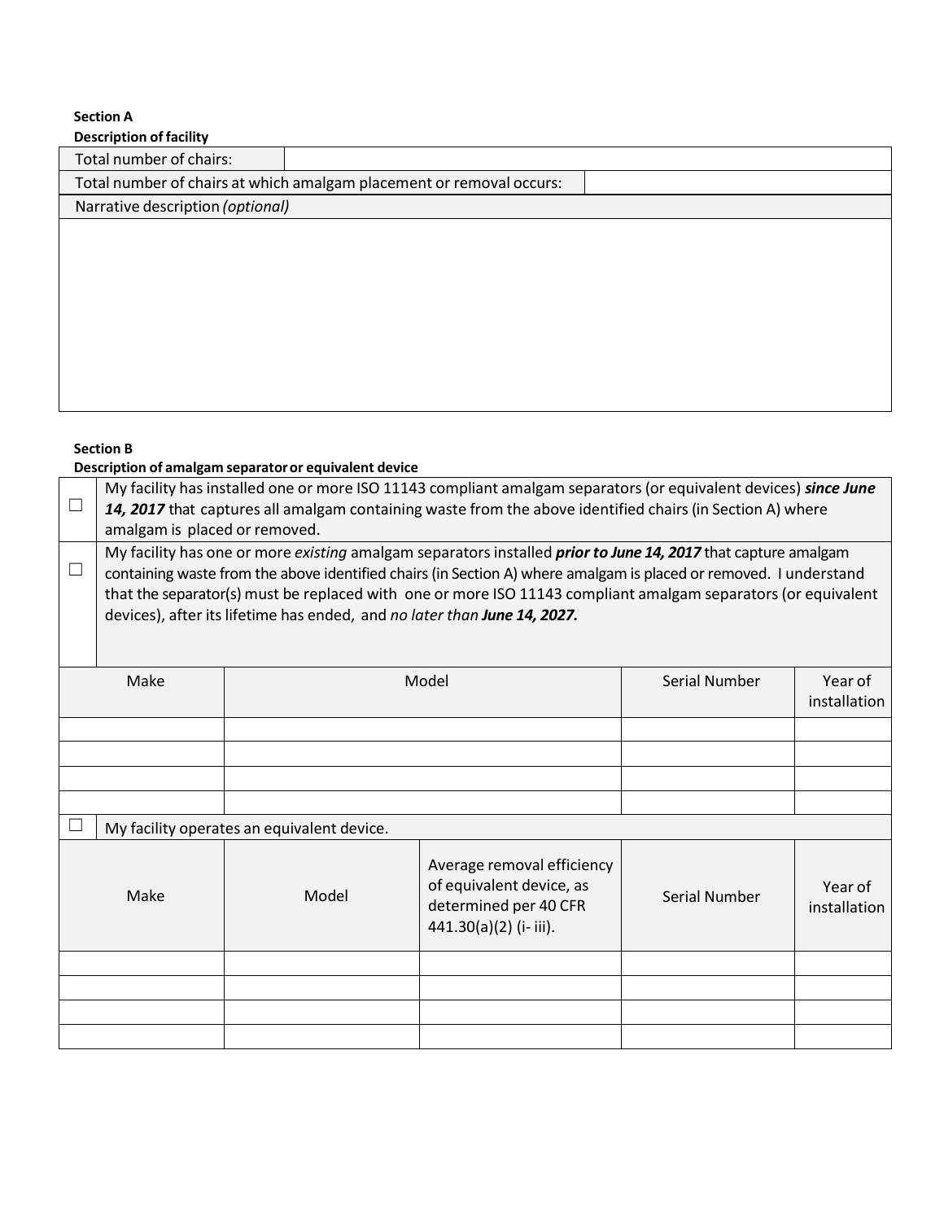**Section A**
**Description of facility**

| Total number of chairs: | |
|---|---|
| Total number of chairs at which amalgam placement or removal occurs: | |

| Narrative description *(optional)* |
|---|
| |

**Section B**
**Description of amalgam separator or equivalent device**

| | |
|---|---|
| ☐ | My facility has installed one or more ISO 11143 compliant amalgam separators (or equivalent devices) ***since June 14, 2017*** that captures all amalgam containing waste from the above identified chairs (in Section A) where amalgam is placed or removed. |
| ☐ | My facility has one or more *existing* amalgam separators installed ***prior to June 14, 2017*** that capture amalgam containing waste from the above identified chairs (in Section A) where amalgam is placed or removed. I understand that the separator(s) must be replaced with one or more ISO 11143 compliant amalgam separators (or equivalent devices), after its lifetime has ended, and *no later than* ***June 14, 2027.*** |

| Make | Model | Serial Number | Year of installation |
|---|---|---|---|
| | | | |
| | | | |
| | | | |
| | | | |

☐ My facility operates an equivalent device.

| Make | Model | Average removal efficiency of equivalent device, as determined per 40 CFR 441.30(a)(2) (i- iii). | Serial Number | Year of installation |
|---|---|---|---|---|
| | | | | |
| | | | | |
| | | | | |
| | | | | |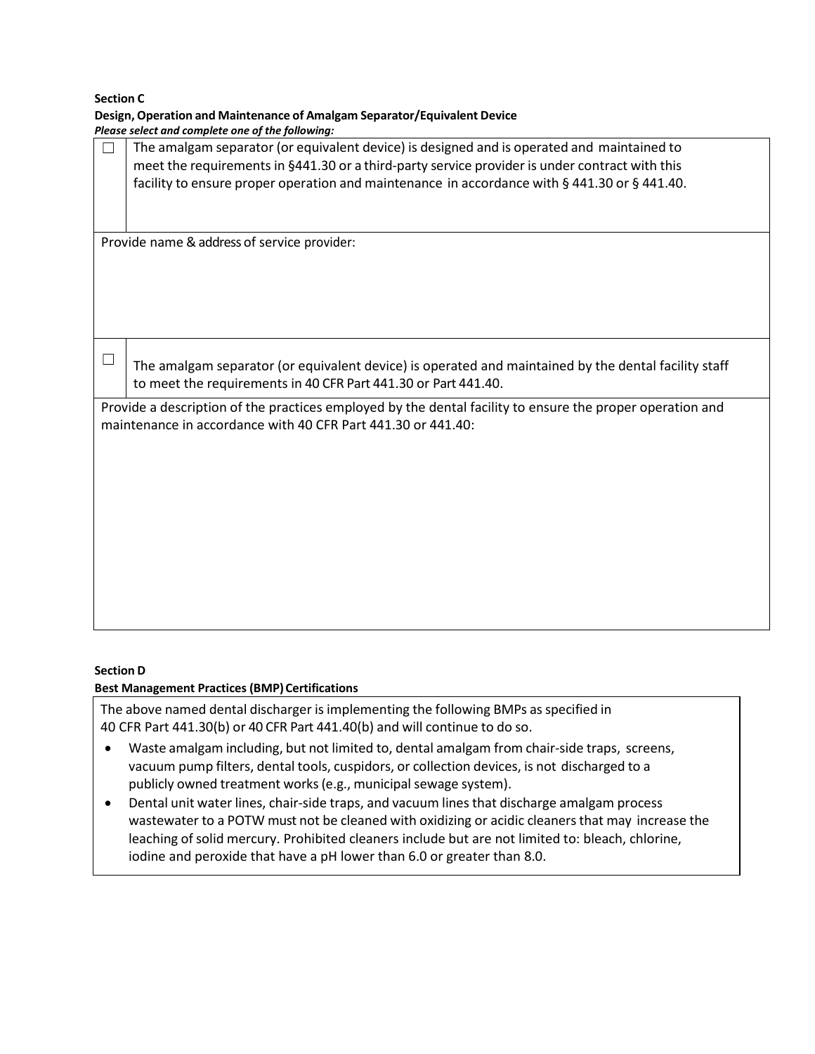**Section C**

**Design, Operation and Maintenance of Amalgam Separator/Equivalent Device**

***Please select and complete one of the following:***

| | |
|---|---|
| ☐ | The amalgam separator (or equivalent device) is designed and is operated and maintained to meet the requirements in §441.30 or a third-party service provider is under contract with this facility to ensure proper operation and maintenance in accordance with § 441.30 or § 441.40. |
| Provide name & address of service provider: | |
| ☐ | The amalgam separator (or equivalent device) is operated and maintained by the dental facility staff to meet the requirements in 40 CFR Part 441.30 or Part 441.40. |
| Provide a description of the practices employed by the dental facility to ensure the proper operation and maintenance in accordance with 40 CFR Part 441.30 or 441.40: | |

**Section D**

**Best Management Practices (BMP) Certifications**

The above named dental discharger is implementing the following BMPs as specified in 40 CFR Part 441.30(b) or 40 CFR Part 441.40(b) and will continue to do so.

- Waste amalgam including, but not limited to, dental amalgam from chair-side traps, screens, vacuum pump filters, dental tools, cuspidors, or collection devices, is not discharged to a publicly owned treatment works (e.g., municipal sewage system).
- Dental unit water lines, chair-side traps, and vacuum lines that discharge amalgam process wastewater to a POTW must not be cleaned with oxidizing or acidic cleaners that may increase the leaching of solid mercury. Prohibited cleaners include but are not limited to: bleach, chlorine, iodine and peroxide that have a pH lower than 6.0 or greater than 8.0.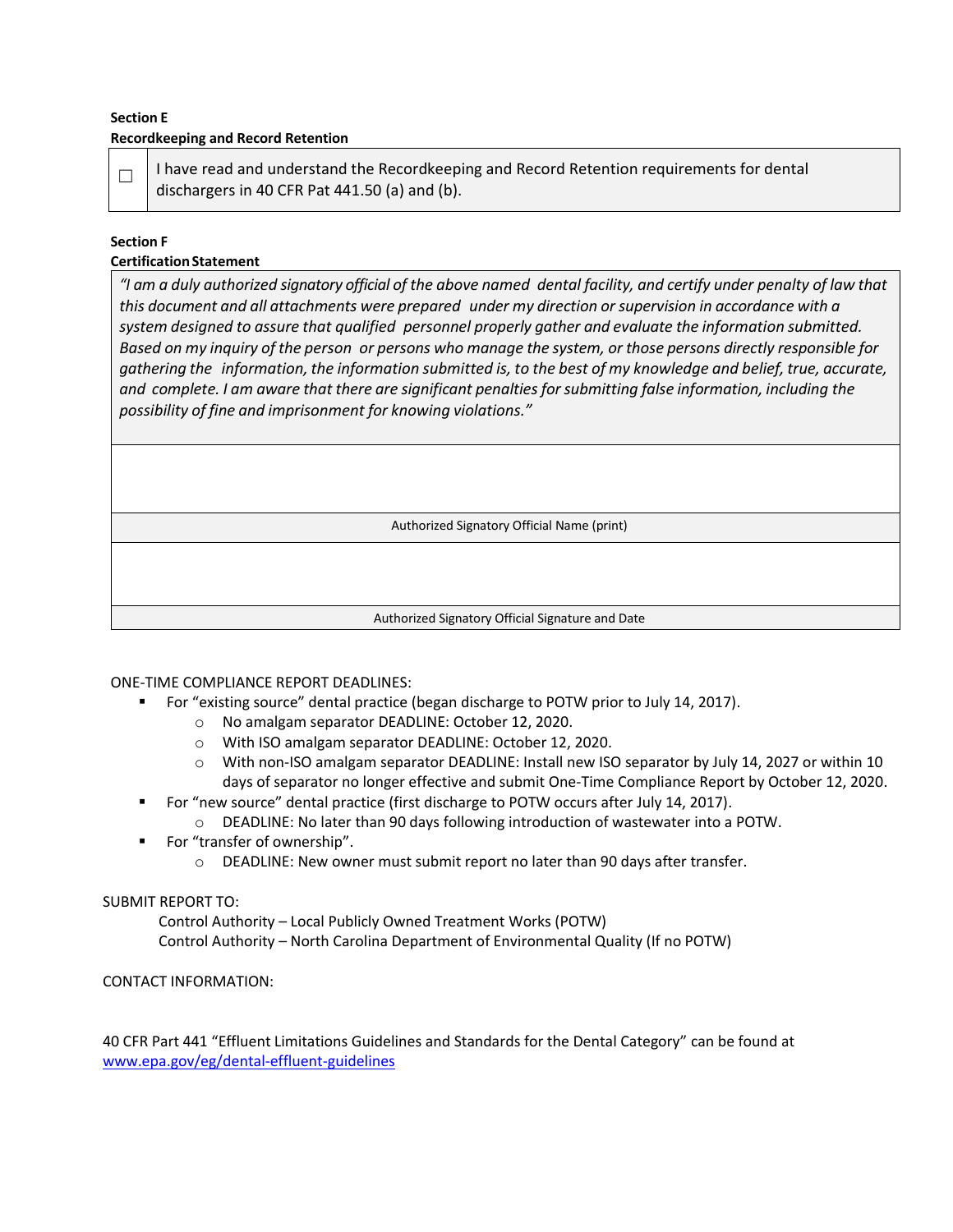**Section E**

**Recordkeeping and Record Retention**

| | |
|---|---|
| ☐ | I have read and understand the Recordkeeping and Record Retention requirements for dental dischargers in 40 CFR Pat 441.50 (a) and (b). |

**Section F**

**Certification Statement**

*"I am a duly authorized signatory official of the above named dental facility, and certify under penalty of law that this document and all attachments were prepared under my direction or supervision in accordance with a system designed to assure that qualified personnel properly gather and evaluate the information submitted. Based on my inquiry of the person or persons who manage the system, or those persons directly responsible for gathering the information, the information submitted is, to the best of my knowledge and belief, true, accurate, and complete. I am aware that there are significant penalties for submitting false information, including the possibility of fine and imprisonment for knowing violations."*

| |
|---|
| |
| Authorized Signatory Official Name (print) |
| |
| Authorized Signatory Official Signature and Date |

ONE-TIME COMPLIANCE REPORT DEADLINES:

- For "existing source" dental practice (began discharge to POTW prior to July 14, 2017).
  - No amalgam separator DEADLINE: October 12, 2020.
  - With ISO amalgam separator DEADLINE: October 12, 2020.
  - With non-ISO amalgam separator DEADLINE: Install new ISO separator by July 14, 2027 or within 10 days of separator no longer effective and submit One-Time Compliance Report by October 12, 2020.
- For "new source" dental practice (first discharge to POTW occurs after July 14, 2017).
  - DEADLINE: No later than 90 days following introduction of wastewater into a POTW.
- For "transfer of ownership".
  - DEADLINE: New owner must submit report no later than 90 days after transfer.

SUBMIT REPORT TO:

Control Authority – Local Publicly Owned Treatment Works (POTW)
Control Authority – North Carolina Department of Environmental Quality (If no POTW)

CONTACT INFORMATION:

40 CFR Part 441 "Effluent Limitations Guidelines and Standards for the Dental Category" can be found at [www.epa.gov/eg/dental-effluent-guidelines](http://www.epa.gov/eg/dental-effluent-guidelines)